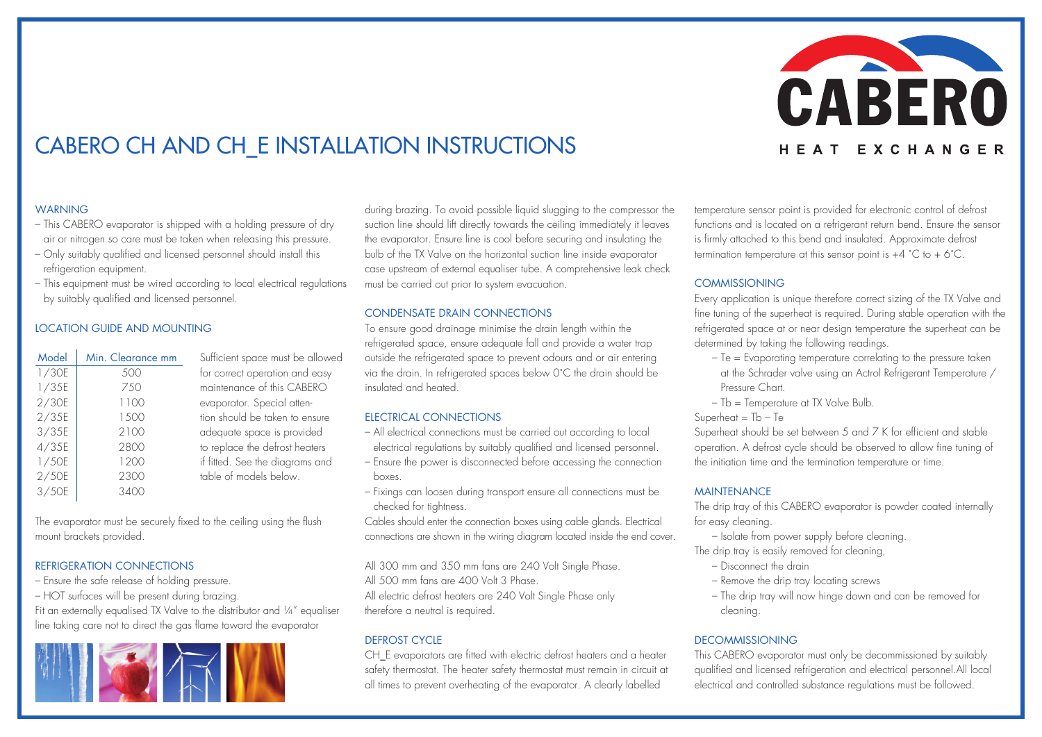# CABERO CH AND CH_E INSTALLATION INSTRUCTIONS

CABERO HEAT EXCHANGER

## WARNING

- This CABERO evaporator is shipped with a holding pressure of dry air or nitrogen so care must be taken when releasing this pressure.
- Only suitably qualified and licensed personnel should install this refrigeration equipment.
- This equipment must be wired according to local electrical regulations by suitably qualified and licensed personnel.

## LOCATION GUIDE AND MOUNTING

| Model | Min. Clearance mm |
|---|---|
| 1/30E | 500 |
| 1/35E | 750 |
| 2/30E | 1100 |
| 2/35E | 1500 |
| 3/35E | 2100 |
| 4/35E | 2800 |
| 1/50E | 1200 |
| 2/50E | 2300 |
| 3/50E | 3400 |

Sufficient space must be allowed for correct operation and easy maintenance of this CABERO evaporator. Special attention should be taken to ensure adequate space is provided to replace the defrost heaters if fitted. See the diagrams and table of models below.

The evaporator must be securely fixed to the ceiling using the flush mount brackets provided.

## REFRIGERATION CONNECTIONS

- Ensure the safe release of holding pressure.
- HOT surfaces will be present during brazing.

Fit an externally equalised TX Valve to the distributor and ¼" equaliser line taking care not to direct the gas flame toward the evaporator during brazing. To avoid possible liquid slugging to the compressor the suction line should lift directly towards the ceiling immediately it leaves the evaporator. Ensure line is cool before securing and insulating the bulb of the TX Valve on the horizontal suction line inside evaporator case upstream of external equaliser tube. A comprehensive leak check must be carried out prior to system evacuation.

## CONDENSATE DRAIN CONNECTIONS

To ensure good drainage minimise the drain length within the refrigerated space, ensure adequate fall and provide a water trap outside the refrigerated space to prevent odours and or air entering via the drain. In refrigerated spaces below 0°C the drain should be insulated and heated.

## ELECTRICAL CONNECTIONS

- All electrical connections must be carried out according to local electrical regulations by suitably qualified and licensed personnel.
- Ensure the power is disconnected before accessing the connection boxes.
- Fixings can loosen during transport ensure all connections must be checked for tightness.

Cables should enter the connection boxes using cable glands. Electrical connections are shown in the wiring diagram located inside the end cover.

All 300 mm and 350 mm fans are 240 Volt Single Phase.
All 500 mm fans are 400 Volt 3 Phase.
All electric defrost heaters are 240 Volt Single Phase only therefore a neutral is required.

## DEFROST CYCLE

CH_E evaporators are fitted with electric defrost heaters and a heater safety thermostat. The heater safety thermostat must remain in circuit at all times to prevent overheating of the evaporator. A clearly labelled temperature sensor point is provided for electronic control of defrost functions and is located on a refrigerant return bend. Ensure the sensor is firmly attached to this bend and insulated. Approximate defrost termination temperature at this sensor point is +4 °C to + 6°C.

## COMMISSIONING

Every application is unique therefore correct sizing of the TX Valve and fine tuning of the superheat is required. During stable operation with the refrigerated space at or near design temperature the superheat can be determined by taking the following readings.

- Te = Evaporating temperature correlating to the pressure taken at the Schrader valve using an Actrol Refrigerant Temperature / Pressure Chart.
- Tb = Temperature at TX Valve Bulb.

Superheat = Tb – Te

Superheat should be set between 5 and 7 K for efficient and stable operation. A defrost cycle should be observed to allow fine tuning of the initiation time and the termination temperature or time.

## MAINTENANCE

The drip tray of this CABERO evaporator is powder coated internally for easy cleaning.

- Isolate from power supply before cleaning.

The drip tray is easily removed for cleaning,

- Disconnect the drain
- Remove the drip tray locating screws
- The drip tray will now hinge down and can be removed for cleaning.

## DECOMMISSIONING

This CABERO evaporator must only be decommissioned by suitably qualified and licensed refrigeration and electrical personnel.All local electrical and controlled substance regulations must be followed.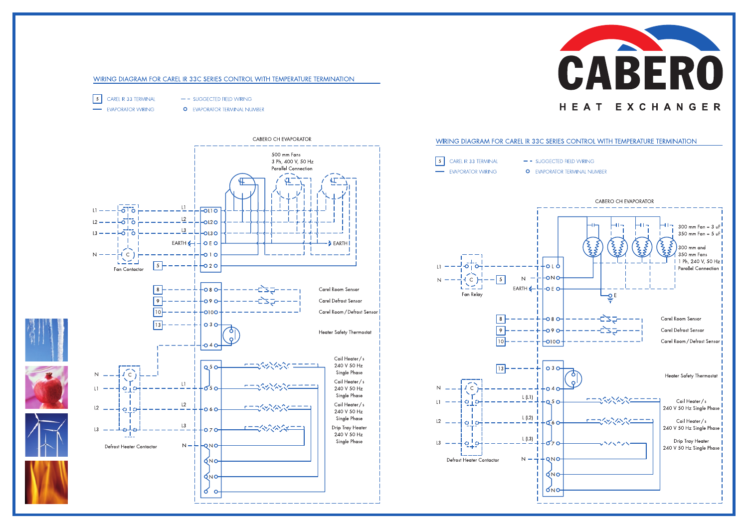# CABERO

HEAT EXCHANGER

## WIRING DIAGRAM FOR CAREL IR 33C SERIES CONTROL WITH TEMPERATURE TERMINATION

5 CAREL IR 33 TERMINAL

EVAPORATOR WIRING

SUGGESTED FIELD WIRING

EVAPORATOR TERMINAL NUMBER

CABERO CH EVAPORATOR

500 mm Fans
3 Ph, 400 V, 50 Hz
Parallel Connection

L1
L2
L3
N

Fan Contactor

EARTH

L1 L2 L3 E 1 2

5

8 Carel Room Sensor
9 Carel Defrost Sensor
10 Carel Room / Defrost Sensor
13 Heater Safety Thermostat

3 4

N
L1
L2
L3

Defrost Heater Contactor

5 5 6 7 N N N

Coil Heater / s
240 V 50 Hz
Single Phase

Coil Heater / s
240 V 50 Hz
Single Phase

Coil Heater / s
240 V 50 Hz
Single Phase

Drip Tray Heater
240 V 50 Hz
Single Phase

## WIRING DIAGRAM FOR CAREL IR 33C SERIES CONTROL WITH TEMPERATURE TERMINATION

5 CAREL IR 33 TERMINAL

EVAPORATOR WIRING

SUGGESTED FIELD WIRING

EVAPORATOR TERMINAL NUMBER

CABERO CH EVAPORATOR

300 mm Fan = 3 uF
350 mm Fan = 5 uF

300 mm and
350 mm Fans
1 Ph, 240 V, 50 Hz
Parallel Connection

L1
N

Fan Relay

5

N
EARTH

L N E

E

8 Carel Room Sensor
9 Carel Defrost Sensor
10 Carel Room / Defrost Sensor

13 Heater Safety Thermostat

3 4

N
L1
L2
L3

Defrost Heater Contactor

L (L1)
L (L2)
L (L3)
N

5 6 7 N N N

Coil Heater / s
240 V 50 Hz Single Phase

Coil Heater / s
240 V 50 Hz Single Phase

Drip Tray Heater
240 V 50 Hz Single Phase